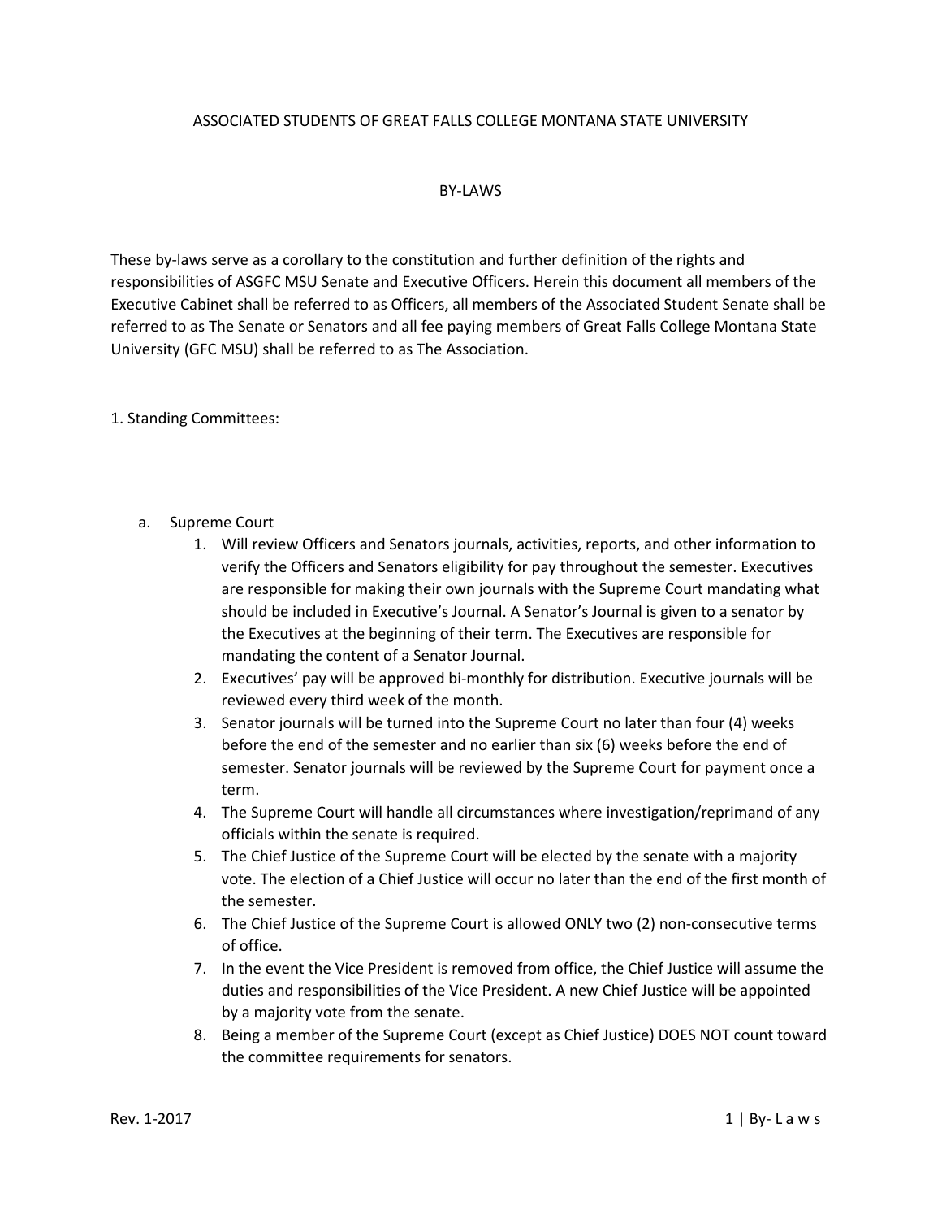# ASSOCIATED STUDENTS OF GREAT FALLS COLLEGE MONTANA STATE UNIVERSITY

## BY-LAWS

These by-laws serve as a corollary to the constitution and further definition of the rights and responsibilities of ASGFC MSU Senate and Executive Officers. Herein this document all members of the Executive Cabinet shall be referred to as Officers, all members of the Associated Student Senate shall be referred to as The Senate or Senators and all fee paying members of Great Falls College Montana State University (GFC MSU) shall be referred to as The Association.

1. Standing Committees:

   a. Supreme Court

      1. Will review Officers and Senators journals, activities, reports, and other information to verify the Officers and Senators eligibility for pay throughout the semester. Executives are responsible for making their own journals with the Supreme Court mandating what should be included in Executive's Journal. A Senator's Journal is given to a senator by the Executives at the beginning of their term. The Executives are responsible for mandating the content of a Senator Journal.
      2. Executives' pay will be approved bi-monthly for distribution. Executive journals will be reviewed every third week of the month.
      3. Senator journals will be turned into the Supreme Court no later than four (4) weeks before the end of the semester and no earlier than six (6) weeks before the end of semester. Senator journals will be reviewed by the Supreme Court for payment once a term.
      4. The Supreme Court will handle all circumstances where investigation/reprimand of any officials within the senate is required.
      5. The Chief Justice of the Supreme Court will be elected by the senate with a majority vote. The election of a Chief Justice will occur no later than the end of the first month of the semester.
      6. The Chief Justice of the Supreme Court is allowed ONLY two (2) non-consecutive terms of office.
      7. In the event the Vice President is removed from office, the Chief Justice will assume the duties and responsibilities of the Vice President. A new Chief Justice will be appointed by a majority vote from the senate.
      8. Being a member of the Supreme Court (except as Chief Justice) DOES NOT count toward the committee requirements for senators.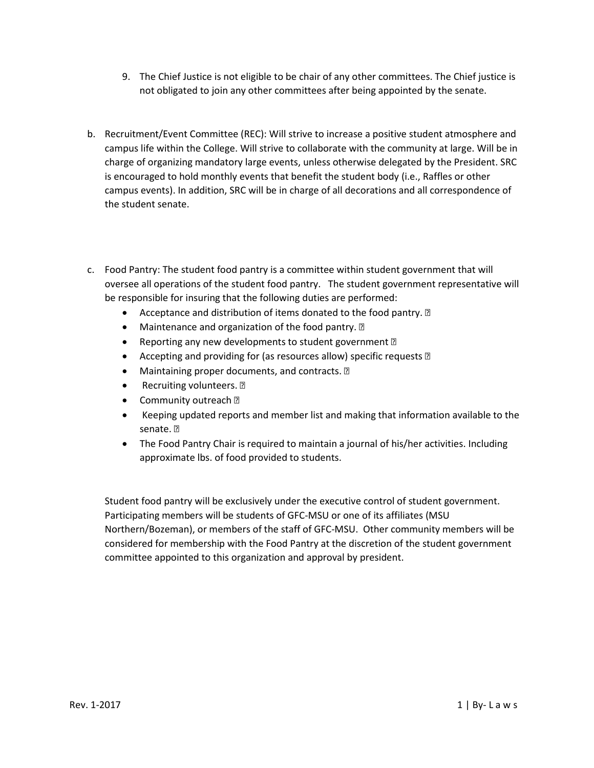9. The Chief Justice is not eligible to be chair of any other committees. The Chief justice is not obligated to join any other committees after being appointed by the senate.

b. Recruitment/Event Committee (REC): Will strive to increase a positive student atmosphere and campus life within the College. Will strive to collaborate with the community at large. Will be in charge of organizing mandatory large events, unless otherwise delegated by the President. SRC is encouraged to hold monthly events that benefit the student body (i.e., Raffles or other campus events). In addition, SRC will be in charge of all decorations and all correspondence of the student senate.

c. Food Pantry: The student food pantry is a committee within student government that will oversee all operations of the student food pantry. The student government representative will be responsible for insuring that the following duties are performed:
    - Acceptance and distribution of items donated to the food pantry.
    - Maintenance and organization of the food pantry.
    - Reporting any new developments to student government
    - Accepting and providing for (as resources allow) specific requests
    - Maintaining proper documents, and contracts.
    - Recruiting volunteers.
    - Community outreach
    - Keeping updated reports and member list and making that information available to the senate.
    - The Food Pantry Chair is required to maintain a journal of his/her activities. Including approximate lbs. of food provided to students.

    Student food pantry will be exclusively under the executive control of student government. Participating members will be students of GFC-MSU or one of its affiliates (MSU Northern/Bozeman), or members of the staff of GFC-MSU. Other community members will be considered for membership with the Food Pantry at the discretion of the student government committee appointed to this organization and approval by president.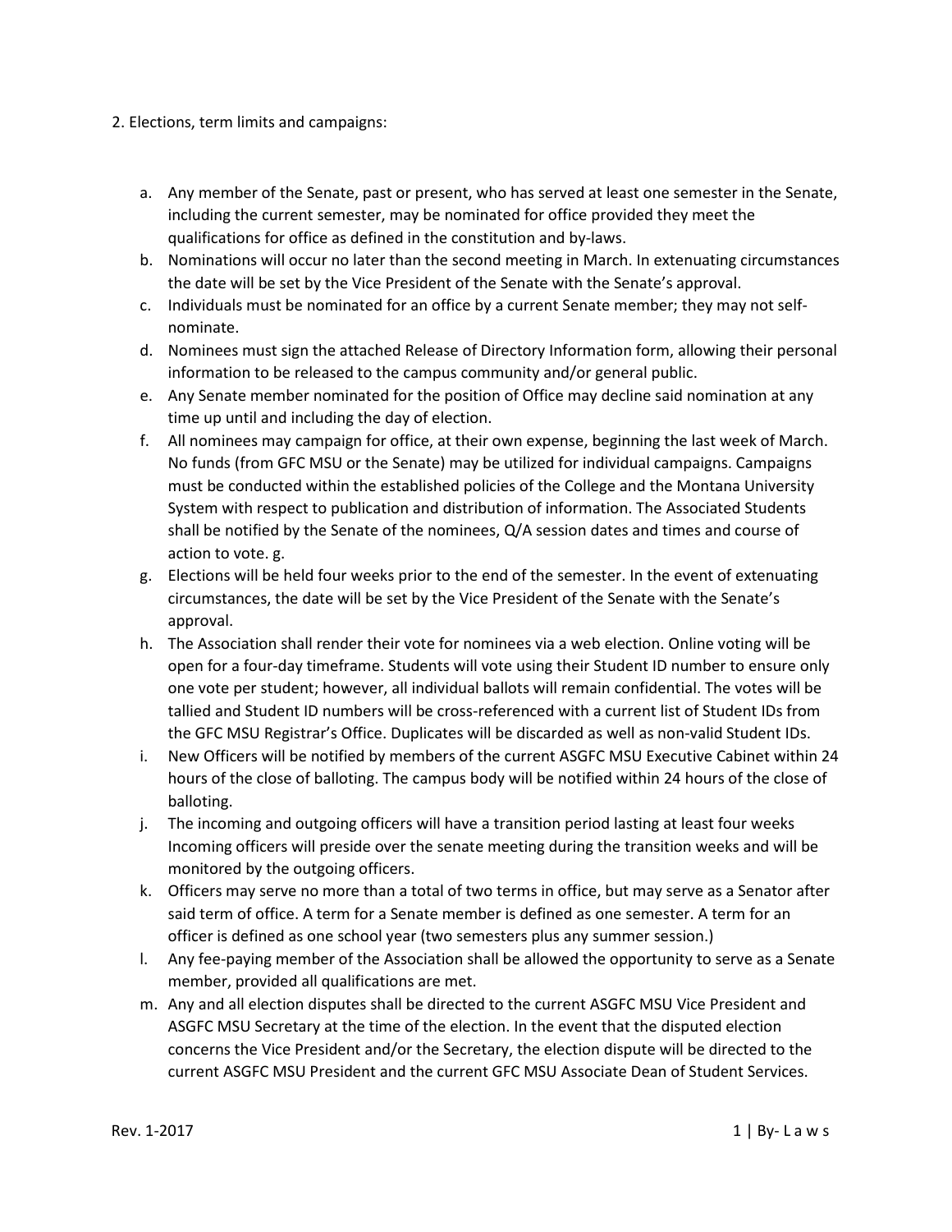2. Elections, term limits and campaigns:

a. Any member of the Senate, past or present, who has served at least one semester in the Senate, including the current semester, may be nominated for office provided they meet the qualifications for office as defined in the constitution and by-laws.
b. Nominations will occur no later than the second meeting in March. In extenuating circumstances the date will be set by the Vice President of the Senate with the Senate's approval.
c. Individuals must be nominated for an office by a current Senate member; they may not self-nominate.
d. Nominees must sign the attached Release of Directory Information form, allowing their personal information to be released to the campus community and/or general public.
e. Any Senate member nominated for the position of Office may decline said nomination at any time up until and including the day of election.
f. All nominees may campaign for office, at their own expense, beginning the last week of March. No funds (from GFC MSU or the Senate) may be utilized for individual campaigns. Campaigns must be conducted within the established policies of the College and the Montana University System with respect to publication and distribution of information. The Associated Students shall be notified by the Senate of the nominees, Q/A session dates and times and course of action to vote. g.
g. Elections will be held four weeks prior to the end of the semester. In the event of extenuating circumstances, the date will be set by the Vice President of the Senate with the Senate's approval.
h. The Association shall render their vote for nominees via a web election. Online voting will be open for a four-day timeframe. Students will vote using their Student ID number to ensure only one vote per student; however, all individual ballots will remain confidential. The votes will be tallied and Student ID numbers will be cross-referenced with a current list of Student IDs from the GFC MSU Registrar's Office. Duplicates will be discarded as well as non-valid Student IDs.
i. New Officers will be notified by members of the current ASGFC MSU Executive Cabinet within 24 hours of the close of balloting. The campus body will be notified within 24 hours of the close of balloting.
j. The incoming and outgoing officers will have a transition period lasting at least four weeks Incoming officers will preside over the senate meeting during the transition weeks and will be monitored by the outgoing officers.
k. Officers may serve no more than a total of two terms in office, but may serve as a Senator after said term of office. A term for a Senate member is defined as one semester. A term for an officer is defined as one school year (two semesters plus any summer session.)
l. Any fee-paying member of the Association shall be allowed the opportunity to serve as a Senate member, provided all qualifications are met.
m. Any and all election disputes shall be directed to the current ASGFC MSU Vice President and ASGFC MSU Secretary at the time of the election. In the event that the disputed election concerns the Vice President and/or the Secretary, the election dispute will be directed to the current ASGFC MSU President and the current GFC MSU Associate Dean of Student Services.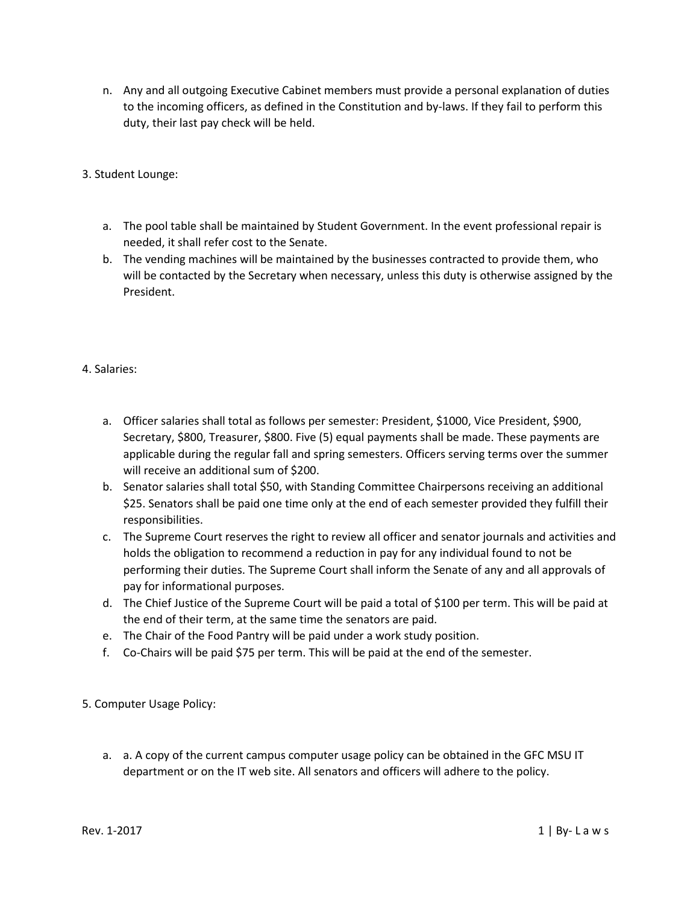n. Any and all outgoing Executive Cabinet members must provide a personal explanation of duties to the incoming officers, as defined in the Constitution and by-laws. If they fail to perform this duty, their last pay check will be held.

3. Student Lounge:

a. The pool table shall be maintained by Student Government. In the event professional repair is needed, it shall refer cost to the Senate.
b. The vending machines will be maintained by the businesses contracted to provide them, who will be contacted by the Secretary when necessary, unless this duty is otherwise assigned by the President.

4. Salaries:

a. Officer salaries shall total as follows per semester: President, $1000, Vice President, $900, Secretary, $800, Treasurer, $800. Five (5) equal payments shall be made. These payments are applicable during the regular fall and spring semesters. Officers serving terms over the summer will receive an additional sum of $200.
b. Senator salaries shall total $50, with Standing Committee Chairpersons receiving an additional $25. Senators shall be paid one time only at the end of each semester provided they fulfill their responsibilities.
c. The Supreme Court reserves the right to review all officer and senator journals and activities and holds the obligation to recommend a reduction in pay for any individual found to not be performing their duties. The Supreme Court shall inform the Senate of any and all approvals of pay for informational purposes.
d. The Chief Justice of the Supreme Court will be paid a total of $100 per term. This will be paid at the end of their term, at the same time the senators are paid.
e. The Chair of the Food Pantry will be paid under a work study position.
f. Co-Chairs will be paid $75 per term. This will be paid at the end of the semester.

5. Computer Usage Policy:

a. a. A copy of the current campus computer usage policy can be obtained in the GFC MSU IT department or on the IT web site. All senators and officers will adhere to the policy.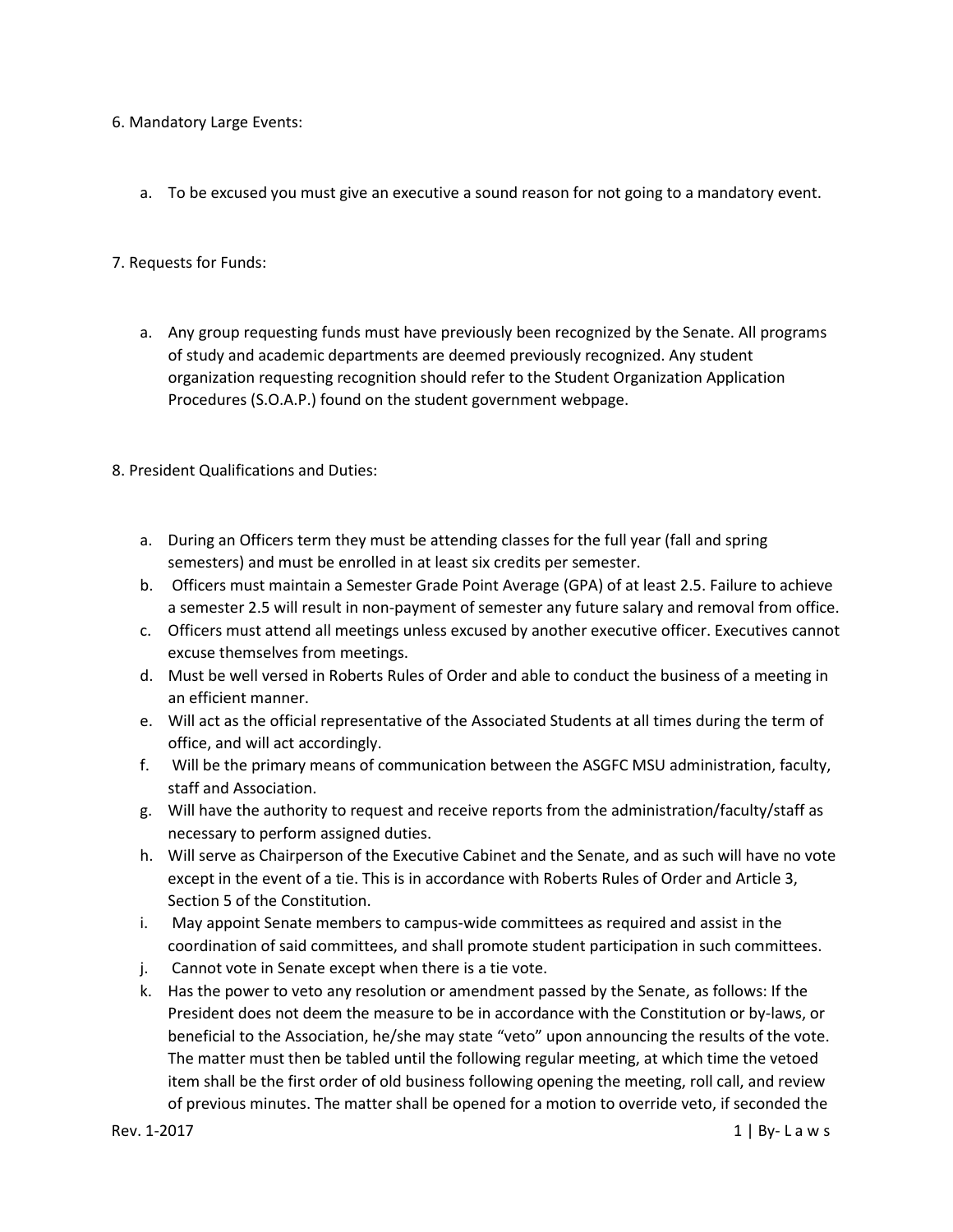6. Mandatory Large Events:

a. To be excused you must give an executive a sound reason for not going to a mandatory event.

7. Requests for Funds:

a. Any group requesting funds must have previously been recognized by the Senate. All programs of study and academic departments are deemed previously recognized. Any student organization requesting recognition should refer to the Student Organization Application Procedures (S.O.A.P.) found on the student government webpage.

8. President Qualifications and Duties:

a. During an Officers term they must be attending classes for the full year (fall and spring semesters) and must be enrolled in at least six credits per semester.
b. Officers must maintain a Semester Grade Point Average (GPA) of at least 2.5. Failure to achieve a semester 2.5 will result in non-payment of semester any future salary and removal from office.
c. Officers must attend all meetings unless excused by another executive officer. Executives cannot excuse themselves from meetings.
d. Must be well versed in Roberts Rules of Order and able to conduct the business of a meeting in an efficient manner.
e. Will act as the official representative of the Associated Students at all times during the term of office, and will act accordingly.
f. Will be the primary means of communication between the ASGFC MSU administration, faculty, staff and Association.
g. Will have the authority to request and receive reports from the administration/faculty/staff as necessary to perform assigned duties.
h. Will serve as Chairperson of the Executive Cabinet and the Senate, and as such will have no vote except in the event of a tie. This is in accordance with Roberts Rules of Order and Article 3, Section 5 of the Constitution.
i. May appoint Senate members to campus-wide committees as required and assist in the coordination of said committees, and shall promote student participation in such committees.
j. Cannot vote in Senate except when there is a tie vote.
k. Has the power to veto any resolution or amendment passed by the Senate, as follows: If the President does not deem the measure to be in accordance with the Constitution or by-laws, or beneficial to the Association, he/she may state "veto" upon announcing the results of the vote. The matter must then be tabled until the following regular meeting, at which time the vetoed item shall be the first order of old business following opening the meeting, roll call, and review of previous minutes. The matter shall be opened for a motion to override veto, if seconded the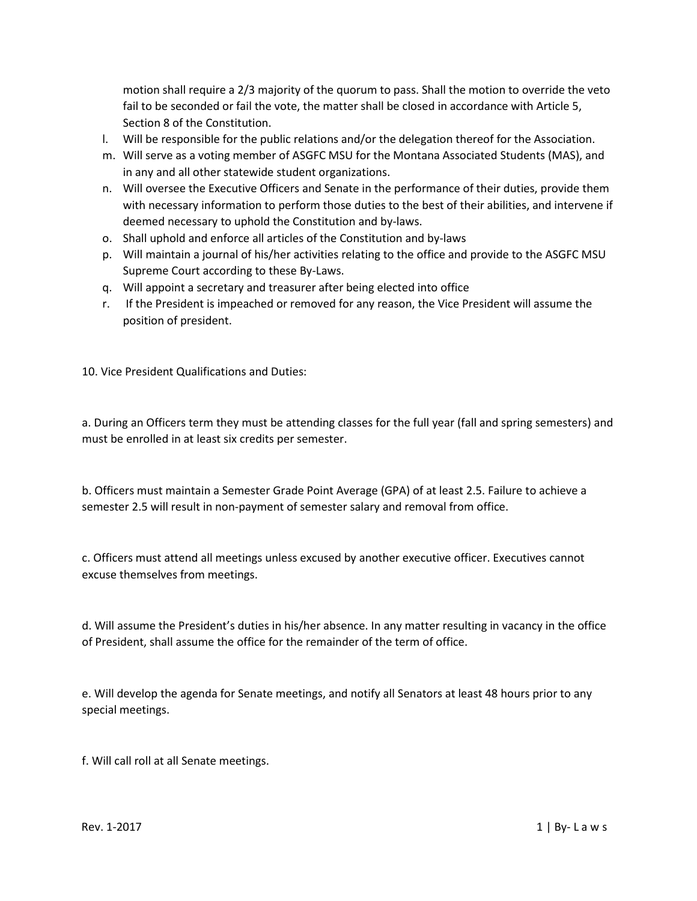motion shall require a 2/3 majority of the quorum to pass. Shall the motion to override the veto fail to be seconded or fail the vote, the matter shall be closed in accordance with Article 5, Section 8 of the Constitution.

l. Will be responsible for the public relations and/or the delegation thereof for the Association.
m. Will serve as a voting member of ASGFC MSU for the Montana Associated Students (MAS), and in any and all other statewide student organizations.
n. Will oversee the Executive Officers and Senate in the performance of their duties, provide them with necessary information to perform those duties to the best of their abilities, and intervene if deemed necessary to uphold the Constitution and by-laws.
o. Shall uphold and enforce all articles of the Constitution and by-laws
p. Will maintain a journal of his/her activities relating to the office and provide to the ASGFC MSU Supreme Court according to these By-Laws.
q. Will appoint a secretary and treasurer after being elected into office
r. If the President is impeached or removed for any reason, the Vice President will assume the position of president.

10. Vice President Qualifications and Duties:

a. During an Officers term they must be attending classes for the full year (fall and spring semesters) and must be enrolled in at least six credits per semester.

b. Officers must maintain a Semester Grade Point Average (GPA) of at least 2.5. Failure to achieve a semester 2.5 will result in non-payment of semester salary and removal from office.

c. Officers must attend all meetings unless excused by another executive officer. Executives cannot excuse themselves from meetings.

d. Will assume the President's duties in his/her absence. In any matter resulting in vacancy in the office of President, shall assume the office for the remainder of the term of office.

e. Will develop the agenda for Senate meetings, and notify all Senators at least 48 hours prior to any special meetings.

f. Will call roll at all Senate meetings.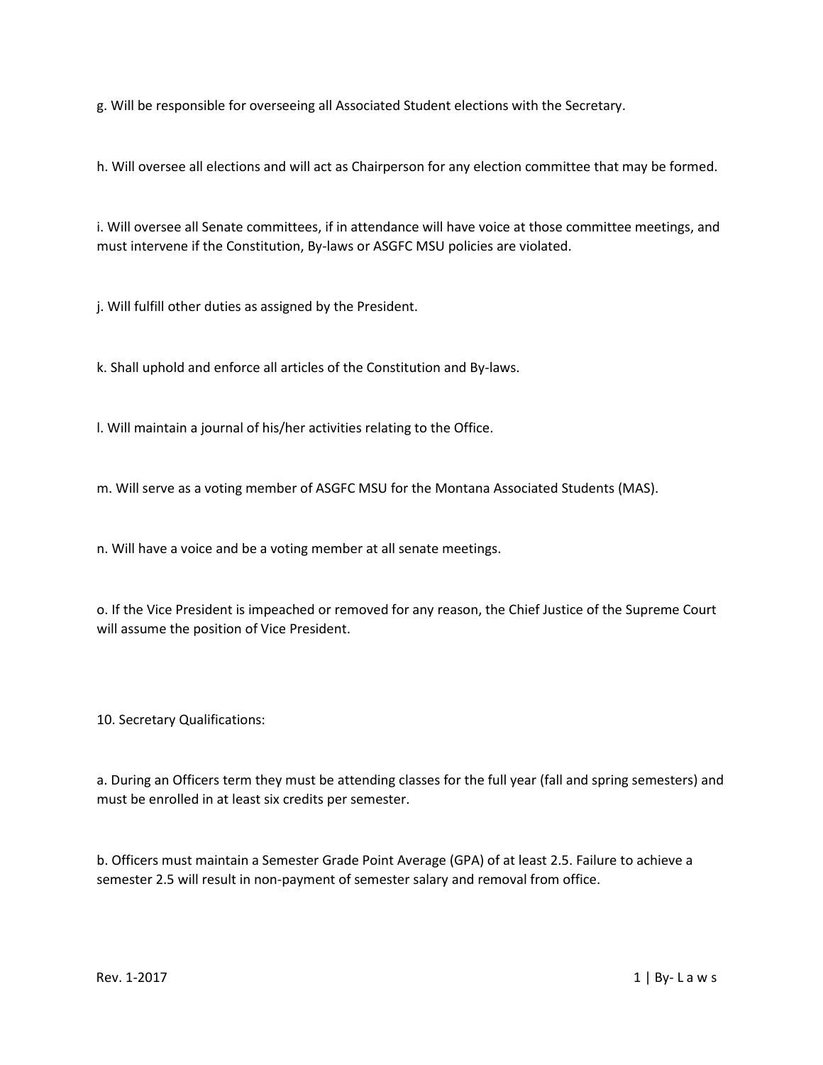g. Will be responsible for overseeing all Associated Student elections with the Secretary.

h. Will oversee all elections and will act as Chairperson for any election committee that may be formed.

i. Will oversee all Senate committees, if in attendance will have voice at those committee meetings, and must intervene if the Constitution, By-laws or ASGFC MSU policies are violated.

j. Will fulfill other duties as assigned by the President.

k. Shall uphold and enforce all articles of the Constitution and By-laws.

l. Will maintain a journal of his/her activities relating to the Office.

m. Will serve as a voting member of ASGFC MSU for the Montana Associated Students (MAS).

n. Will have a voice and be a voting member at all senate meetings.

o. If the Vice President is impeached or removed for any reason, the Chief Justice of the Supreme Court will assume the position of Vice President.

10. Secretary Qualifications:

a. During an Officers term they must be attending classes for the full year (fall and spring semesters) and must be enrolled in at least six credits per semester.

b. Officers must maintain a Semester Grade Point Average (GPA) of at least 2.5. Failure to achieve a semester 2.5 will result in non-payment of semester salary and removal from office.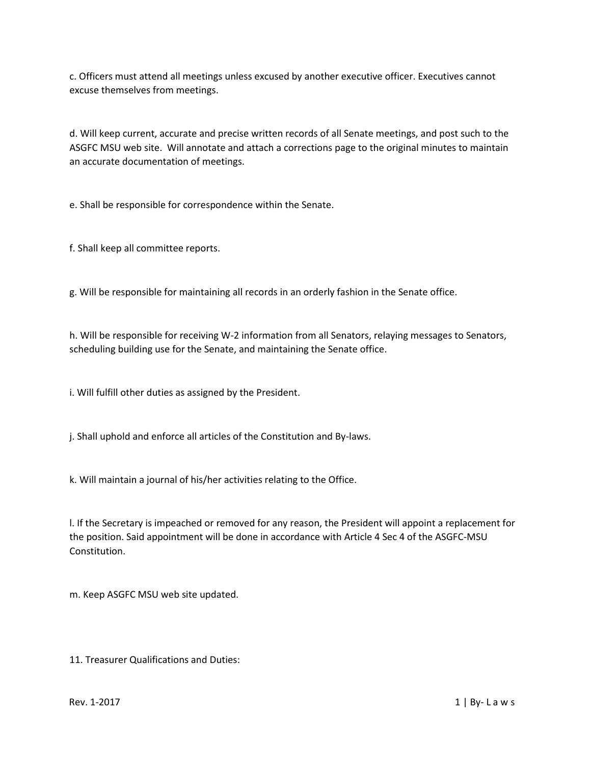c. Officers must attend all meetings unless excused by another executive officer. Executives cannot excuse themselves from meetings.

d. Will keep current, accurate and precise written records of all Senate meetings, and post such to the ASGFC MSU web site. Will annotate and attach a corrections page to the original minutes to maintain an accurate documentation of meetings.

e. Shall be responsible for correspondence within the Senate.

f. Shall keep all committee reports.

g. Will be responsible for maintaining all records in an orderly fashion in the Senate office.

h. Will be responsible for receiving W-2 information from all Senators, relaying messages to Senators, scheduling building use for the Senate, and maintaining the Senate office.

i. Will fulfill other duties as assigned by the President.

j. Shall uphold and enforce all articles of the Constitution and By-laws.

k. Will maintain a journal of his/her activities relating to the Office.

l. If the Secretary is impeached or removed for any reason, the President will appoint a replacement for the position. Said appointment will be done in accordance with Article 4 Sec 4 of the ASGFC-MSU Constitution.

m. Keep ASGFC MSU web site updated.

11. Treasurer Qualifications and Duties: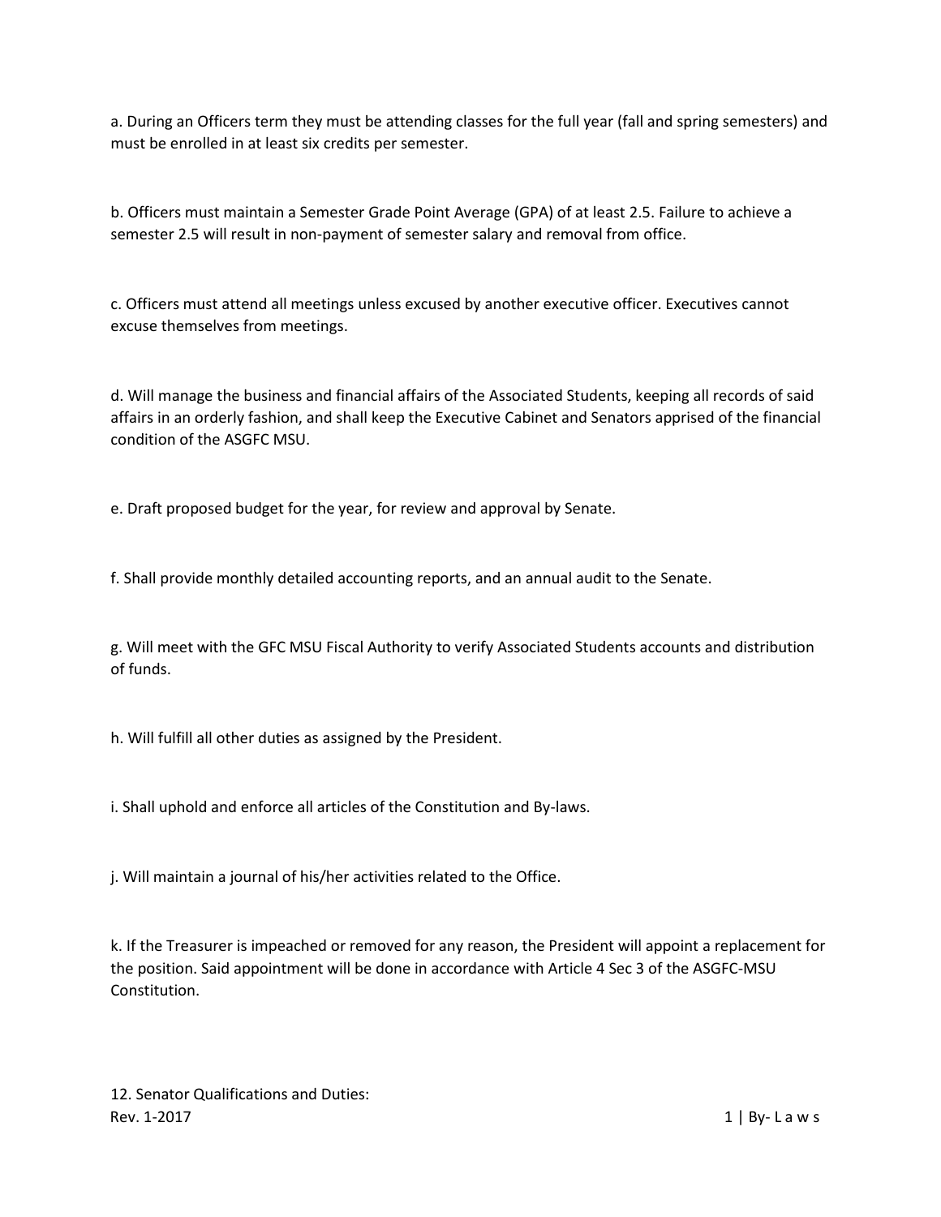a. During an Officers term they must be attending classes for the full year (fall and spring semesters) and must be enrolled in at least six credits per semester.

b. Officers must maintain a Semester Grade Point Average (GPA) of at least 2.5. Failure to achieve a semester 2.5 will result in non-payment of semester salary and removal from office.

c. Officers must attend all meetings unless excused by another executive officer. Executives cannot excuse themselves from meetings.

d. Will manage the business and financial affairs of the Associated Students, keeping all records of said affairs in an orderly fashion, and shall keep the Executive Cabinet and Senators apprised of the financial condition of the ASGFC MSU.

e. Draft proposed budget for the year, for review and approval by Senate.

f. Shall provide monthly detailed accounting reports, and an annual audit to the Senate.

g. Will meet with the GFC MSU Fiscal Authority to verify Associated Students accounts and distribution of funds.

h. Will fulfill all other duties as assigned by the President.

i. Shall uphold and enforce all articles of the Constitution and By-laws.

j. Will maintain a journal of his/her activities related to the Office.

k. If the Treasurer is impeached or removed for any reason, the President will appoint a replacement for the position. Said appointment will be done in accordance with Article 4 Sec 3 of the ASGFC-MSU Constitution.

12. Senator Qualifications and Duties: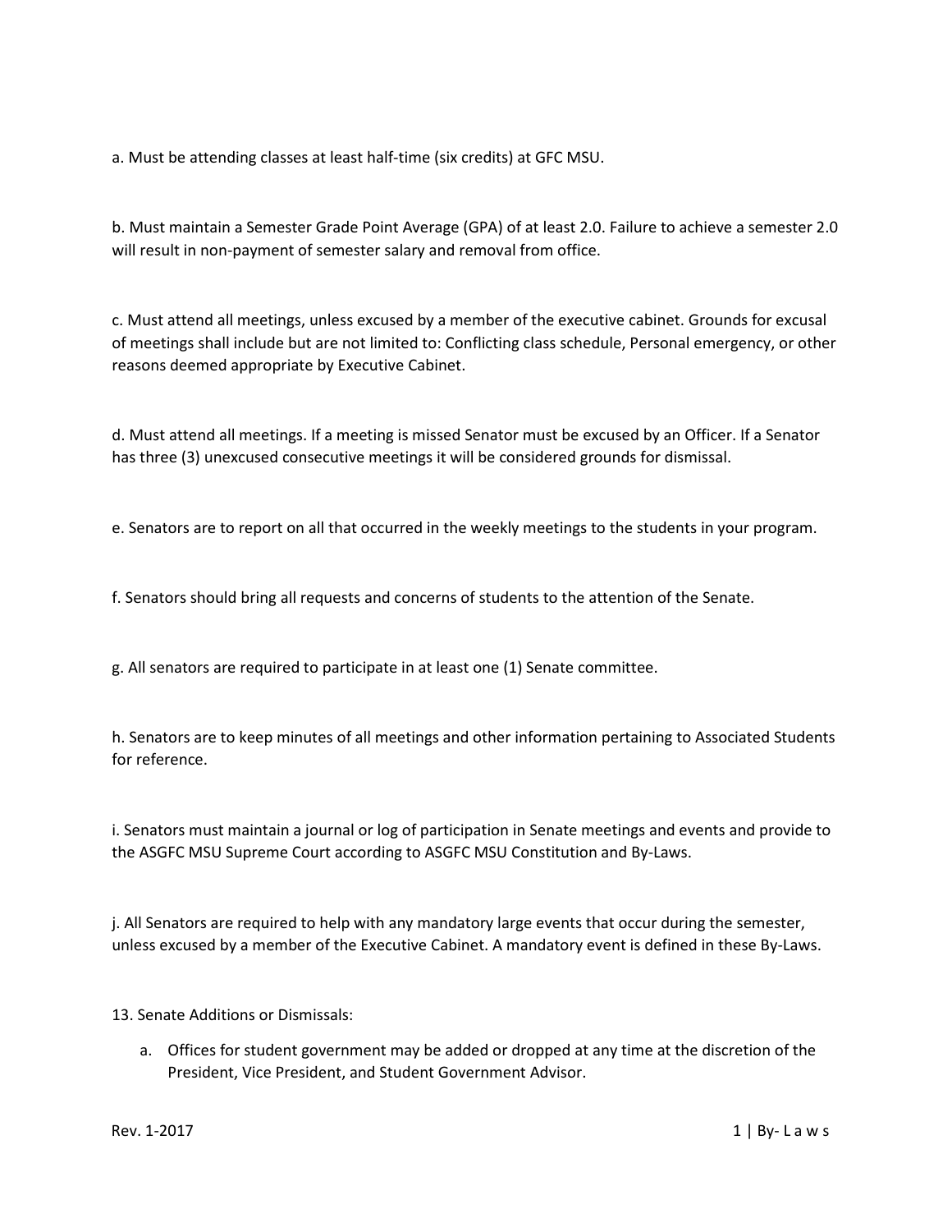a. Must be attending classes at least half-time (six credits) at GFC MSU.

b. Must maintain a Semester Grade Point Average (GPA) of at least 2.0. Failure to achieve a semester 2.0 will result in non-payment of semester salary and removal from office.

c. Must attend all meetings, unless excused by a member of the executive cabinet. Grounds for excusal of meetings shall include but are not limited to: Conflicting class schedule, Personal emergency, or other reasons deemed appropriate by Executive Cabinet.

d. Must attend all meetings. If a meeting is missed Senator must be excused by an Officer. If a Senator has three (3) unexcused consecutive meetings it will be considered grounds for dismissal.

e. Senators are to report on all that occurred in the weekly meetings to the students in your program.

f. Senators should bring all requests and concerns of students to the attention of the Senate.

g. All senators are required to participate in at least one (1) Senate committee.

h. Senators are to keep minutes of all meetings and other information pertaining to Associated Students for reference.

i. Senators must maintain a journal or log of participation in Senate meetings and events and provide to the ASGFC MSU Supreme Court according to ASGFC MSU Constitution and By-Laws.

j. All Senators are required to help with any mandatory large events that occur during the semester, unless excused by a member of the Executive Cabinet. A mandatory event is defined in these By-Laws.

13. Senate Additions or Dismissals:

a. Offices for student government may be added or dropped at any time at the discretion of the President, Vice President, and Student Government Advisor.